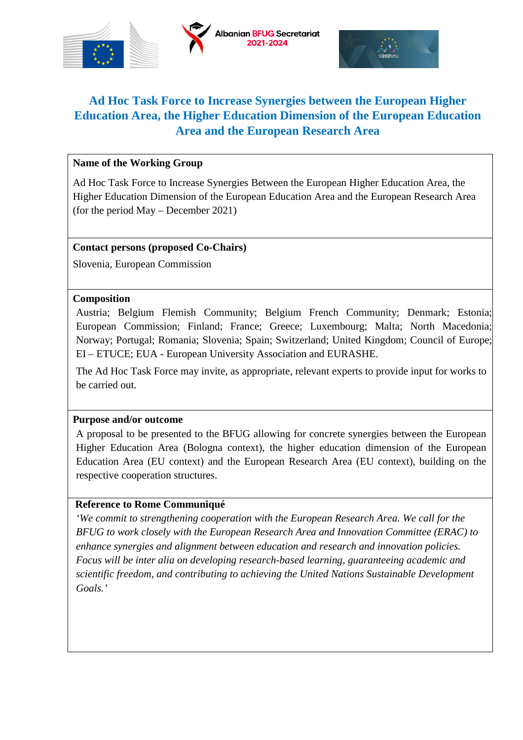# Ad Hoc Task Force to Increase Synergies between the European Higher Education Area, the Higher Education Dimension of the European Education Area and the European Research Area

**Name of the Working Group**

Ad Hoc Task Force to Increase Synergies Between the European Higher Education Area, the Higher Education Dimension of the European Education Area and the European Research Area (for the period May – December 2021)

**Contact persons (proposed Co-Chairs)**

Slovenia, European Commission

**Composition**

Austria; Belgium Flemish Community; Belgium French Community; Denmark; Estonia; European Commission; Finland; France; Greece; Luxembourg; Malta; North Macedonia; Norway; Portugal; Romania; Slovenia; Spain; Switzerland; United Kingdom; Council of Europe; EI – ETUCE; EUA - European University Association and EURASHE.

The Ad Hoc Task Force may invite, as appropriate, relevant experts to provide input for works to be carried out.

**Purpose and/or outcome**

A proposal to be presented to the BFUG allowing for concrete synergies between the European Higher Education Area (Bologna context), the higher education dimension of the European Education Area (EU context) and the European Research Area (EU context), building on the respective cooperation structures.

**Reference to Rome Communiqué**

*'We commit to strengthening cooperation with the European Research Area. We call for the BFUG to work closely with the European Research Area and Innovation Committee (ERAC) to enhance synergies and alignment between education and research and innovation policies. Focus will be inter alia on developing research-based learning, guaranteeing academic and scientific freedom, and contributing to achieving the United Nations Sustainable Development Goals.'*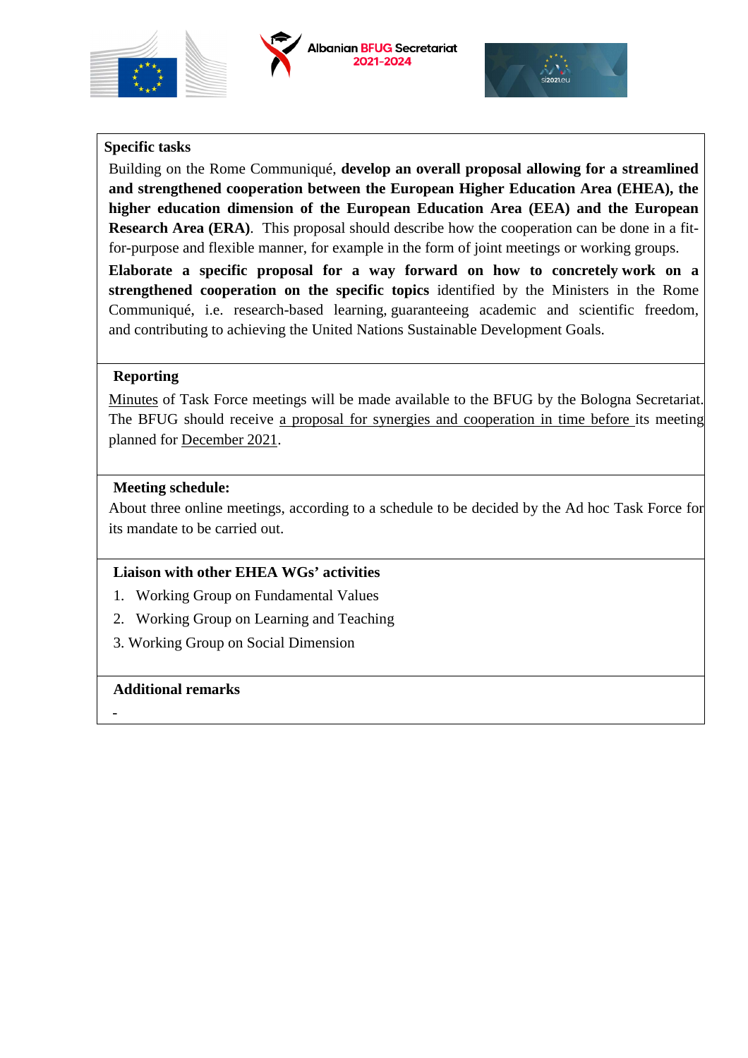**Specific tasks**

Building on the Rome Communiqué, **develop an overall proposal allowing for a streamlined and strengthened cooperation between the European Higher Education Area (EHEA), the higher education dimension of the European Education Area (EEA) and the European Research Area (ERA)**. This proposal should describe how the cooperation can be done in a fit-for-purpose and flexible manner, for example in the form of joint meetings or working groups.

**Elaborate a specific proposal for a way forward on how to concretely work on a strengthened cooperation on the specific topics** identified by the Ministers in the Rome Communiqué, i.e. research-based learning, guaranteeing academic and scientific freedom, and contributing to achieving the United Nations Sustainable Development Goals.

**Reporting**

Minutes of Task Force meetings will be made available to the BFUG by the Bologna Secretariat. The BFUG should receive a proposal for synergies and cooperation in time before its meeting planned for December 2021.

**Meeting schedule:**

About three online meetings, according to a schedule to be decided by the Ad hoc Task Force for its mandate to be carried out.

**Liaison with other EHEA WGs' activities**

1. Working Group on Fundamental Values
2. Working Group on Learning and Teaching
3. Working Group on Social Dimension

**Additional remarks**

-